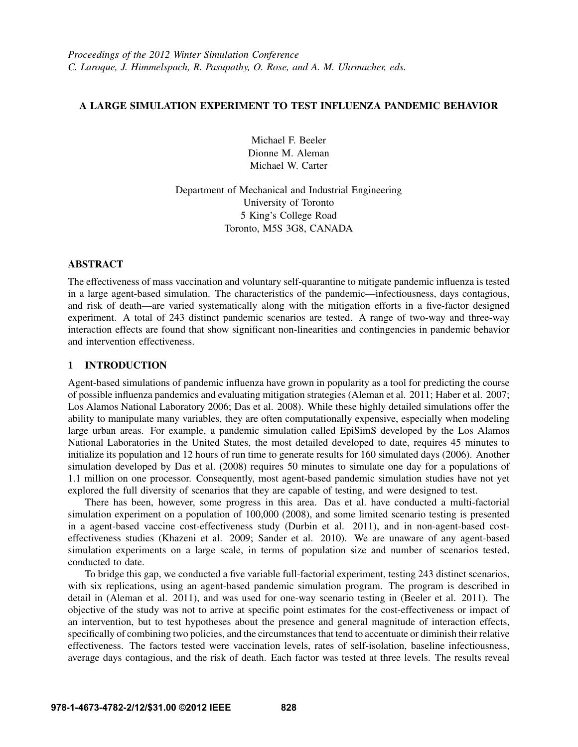*Proceedings of the 2012 Winter Simulation Conference*
*C. Laroque, J. Himmelspach, R. Pasupathy, O. Rose, and A. M. Uhrmacher, eds.*

# A LARGE SIMULATION EXPERIMENT TO TEST INFLUENZA PANDEMIC BEHAVIOR

Michael F. Beeler
Dionne M. Aleman
Michael W. Carter

Department of Mechanical and Industrial Engineering
University of Toronto
5 King's College Road
Toronto, M5S 3G8, CANADA

## ABSTRACT

The effectiveness of mass vaccination and voluntary self-quarantine to mitigate pandemic influenza is tested in a large agent-based simulation. The characteristics of the pandemic—infectiousness, days contagious, and risk of death—are varied systematically along with the mitigation efforts in a five-factor designed experiment. A total of 243 distinct pandemic scenarios are tested. A range of two-way and three-way interaction effects are found that show significant non-linearities and contingencies in pandemic behavior and intervention effectiveness.

## 1 INTRODUCTION

Agent-based simulations of pandemic influenza have grown in popularity as a tool for predicting the course of possible influenza pandemics and evaluating mitigation strategies (Aleman et al. 2011; Haber et al. 2007; Los Alamos National Laboratory 2006; Das et al. 2008). While these highly detailed simulations offer the ability to manipulate many variables, they are often computationally expensive, especially when modeling large urban areas. For example, a pandemic simulation called EpiSimS developed by the Los Alamos National Laboratories in the United States, the most detailed developed to date, requires 45 minutes to initialize its population and 12 hours of run time to generate results for 160 simulated days (2006). Another simulation developed by Das et al. (2008) requires 50 minutes to simulate one day for a populations of 1.1 million on one processor. Consequently, most agent-based pandemic simulation studies have not yet explored the full diversity of scenarios that they are capable of testing, and were designed to test.

There has been, however, some progress in this area. Das et al. have conducted a multi-factorial simulation experiment on a population of 100,000 (2008), and some limited scenario testing is presented in a agent-based vaccine cost-effectiveness study (Durbin et al. 2011), and in non-agent-based cost-effectiveness studies (Khazeni et al. 2009; Sander et al. 2010). We are unaware of any agent-based simulation experiments on a large scale, in terms of population size and number of scenarios tested, conducted to date.

To bridge this gap, we conducted a five variable full-factorial experiment, testing 243 distinct scenarios, with six replications, using an agent-based pandemic simulation program. The program is described in detail in (Aleman et al. 2011), and was used for one-way scenario testing in (Beeler et al. 2011). The objective of the study was not to arrive at specific point estimates for the cost-effectiveness or impact of an intervention, but to test hypotheses about the presence and general magnitude of interaction effects, specifically of combining two policies, and the circumstances that tend to accentuate or diminish their relative effectiveness. The factors tested were vaccination levels, rates of self-isolation, baseline infectiousness, average days contagious, and the risk of death. Each factor was tested at three levels. The results reveal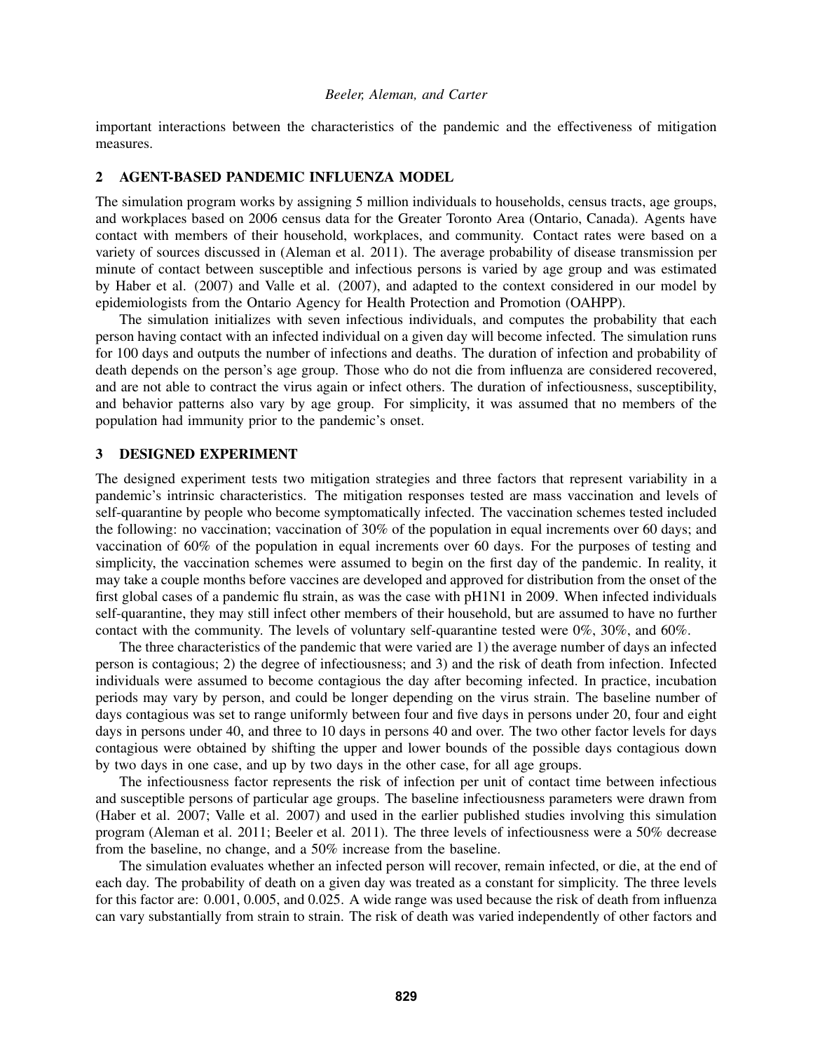important interactions between the characteristics of the pandemic and the effectiveness of mitigation measures.

## 2 AGENT-BASED PANDEMIC INFLUENZA MODEL

The simulation program works by assigning 5 million individuals to households, census tracts, age groups, and workplaces based on 2006 census data for the Greater Toronto Area (Ontario, Canada). Agents have contact with members of their household, workplaces, and community. Contact rates were based on a variety of sources discussed in (Aleman et al. 2011). The average probability of disease transmission per minute of contact between susceptible and infectious persons is varied by age group and was estimated by Haber et al. (2007) and Valle et al. (2007), and adapted to the context considered in our model by epidemiologists from the Ontario Agency for Health Protection and Promotion (OAHPP).

The simulation initializes with seven infectious individuals, and computes the probability that each person having contact with an infected individual on a given day will become infected. The simulation runs for 100 days and outputs the number of infections and deaths. The duration of infection and probability of death depends on the person's age group. Those who do not die from influenza are considered recovered, and are not able to contract the virus again or infect others. The duration of infectiousness, susceptibility, and behavior patterns also vary by age group. For simplicity, it was assumed that no members of the population had immunity prior to the pandemic's onset.

## 3 DESIGNED EXPERIMENT

The designed experiment tests two mitigation strategies and three factors that represent variability in a pandemic's intrinsic characteristics. The mitigation responses tested are mass vaccination and levels of self-quarantine by people who become symptomatically infected. The vaccination schemes tested included the following: no vaccination; vaccination of 30% of the population in equal increments over 60 days; and vaccination of 60% of the population in equal increments over 60 days. For the purposes of testing and simplicity, the vaccination schemes were assumed to begin on the first day of the pandemic. In reality, it may take a couple months before vaccines are developed and approved for distribution from the onset of the first global cases of a pandemic flu strain, as was the case with pH1N1 in 2009. When infected individuals self-quarantine, they may still infect other members of their household, but are assumed to have no further contact with the community. The levels of voluntary self-quarantine tested were 0%, 30%, and 60%.

The three characteristics of the pandemic that were varied are 1) the average number of days an infected person is contagious; 2) the degree of infectiousness; and 3) and the risk of death from infection. Infected individuals were assumed to become contagious the day after becoming infected. In practice, incubation periods may vary by person, and could be longer depending on the virus strain. The baseline number of days contagious was set to range uniformly between four and five days in persons under 20, four and eight days in persons under 40, and three to 10 days in persons 40 and over. The two other factor levels for days contagious were obtained by shifting the upper and lower bounds of the possible days contagious down by two days in one case, and up by two days in the other case, for all age groups.

The infectiousness factor represents the risk of infection per unit of contact time between infectious and susceptible persons of particular age groups. The baseline infectiousness parameters were drawn from (Haber et al. 2007; Valle et al. 2007) and used in the earlier published studies involving this simulation program (Aleman et al. 2011; Beeler et al. 2011). The three levels of infectiousness were a 50% decrease from the baseline, no change, and a 50% increase from the baseline.

The simulation evaluates whether an infected person will recover, remain infected, or die, at the end of each day. The probability of death on a given day was treated as a constant for simplicity. The three levels for this factor are: 0.001, 0.005, and 0.025. A wide range was used because the risk of death from influenza can vary substantially from strain to strain. The risk of death was varied independently of other factors and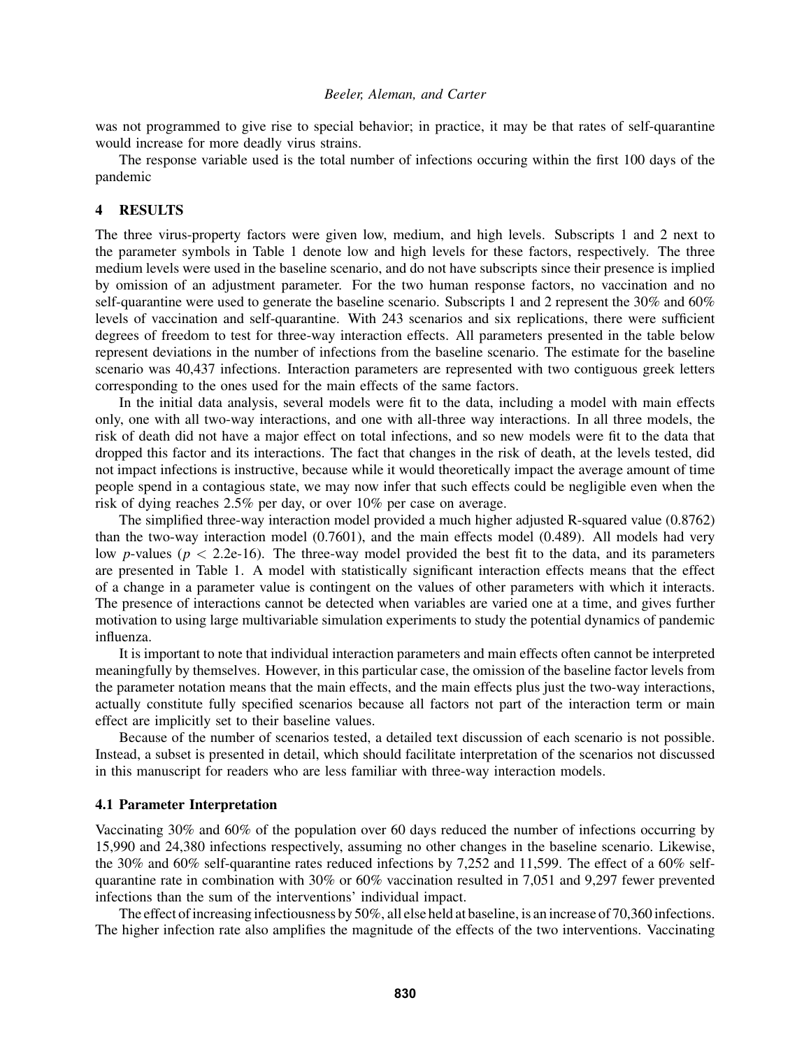was not programmed to give rise to special behavior; in practice, it may be that rates of self-quarantine would increase for more deadly virus strains.

The response variable used is the total number of infections occuring within the first 100 days of the pandemic

## 4 RESULTS

The three virus-property factors were given low, medium, and high levels. Subscripts 1 and 2 next to the parameter symbols in Table 1 denote low and high levels for these factors, respectively. The three medium levels were used in the baseline scenario, and do not have subscripts since their presence is implied by omission of an adjustment parameter. For the two human response factors, no vaccination and no self-quarantine were used to generate the baseline scenario. Subscripts 1 and 2 represent the 30% and 60% levels of vaccination and self-quarantine. With 243 scenarios and six replications, there were sufficient degrees of freedom to test for three-way interaction effects. All parameters presented in the table below represent deviations in the number of infections from the baseline scenario. The estimate for the baseline scenario was 40,437 infections. Interaction parameters are represented with two contiguous greek letters corresponding to the ones used for the main effects of the same factors.

In the initial data analysis, several models were fit to the data, including a model with main effects only, one with all two-way interactions, and one with all-three way interactions. In all three models, the risk of death did not have a major effect on total infections, and so new models were fit to the data that dropped this factor and its interactions. The fact that changes in the risk of death, at the levels tested, did not impact infections is instructive, because while it would theoretically impact the average amount of time people spend in a contagious state, we may now infer that such effects could be negligible even when the risk of dying reaches 2.5% per day, or over 10% per case on average.

The simplified three-way interaction model provided a much higher adjusted R-squared value (0.8762) than the two-way interaction model (0.7601), and the main effects model (0.489). All models had very low *p*-values ($p < 2.2\text{e-}16$). The three-way model provided the best fit to the data, and its parameters are presented in Table 1. A model with statistically significant interaction effects means that the effect of a change in a parameter value is contingent on the values of other parameters with which it interacts. The presence of interactions cannot be detected when variables are varied one at a time, and gives further motivation to using large multivariable simulation experiments to study the potential dynamics of pandemic influenza.

It is important to note that individual interaction parameters and main effects often cannot be interpreted meaningfully by themselves. However, in this particular case, the omission of the baseline factor levels from the parameter notation means that the main effects, and the main effects plus just the two-way interactions, actually constitute fully specified scenarios because all factors not part of the interaction term or main effect are implicitly set to their baseline values.

Because of the number of scenarios tested, a detailed text discussion of each scenario is not possible. Instead, a subset is presented in detail, which should facilitate interpretation of the scenarios not discussed in this manuscript for readers who are less familiar with three-way interaction models.

### 4.1 Parameter Interpretation

Vaccinating 30% and 60% of the population over 60 days reduced the number of infections occurring by 15,990 and 24,380 infections respectively, assuming no other changes in the baseline scenario. Likewise, the 30% and 60% self-quarantine rates reduced infections by 7,252 and 11,599. The effect of a 60% self-quarantine rate in combination with 30% or 60% vaccination resulted in 7,051 and 9,297 fewer prevented infections than the sum of the interventions' individual impact.

The effect of increasing infectiousness by 50%, all else held at baseline, is an increase of 70,360 infections. The higher infection rate also amplifies the magnitude of the effects of the two interventions. Vaccinating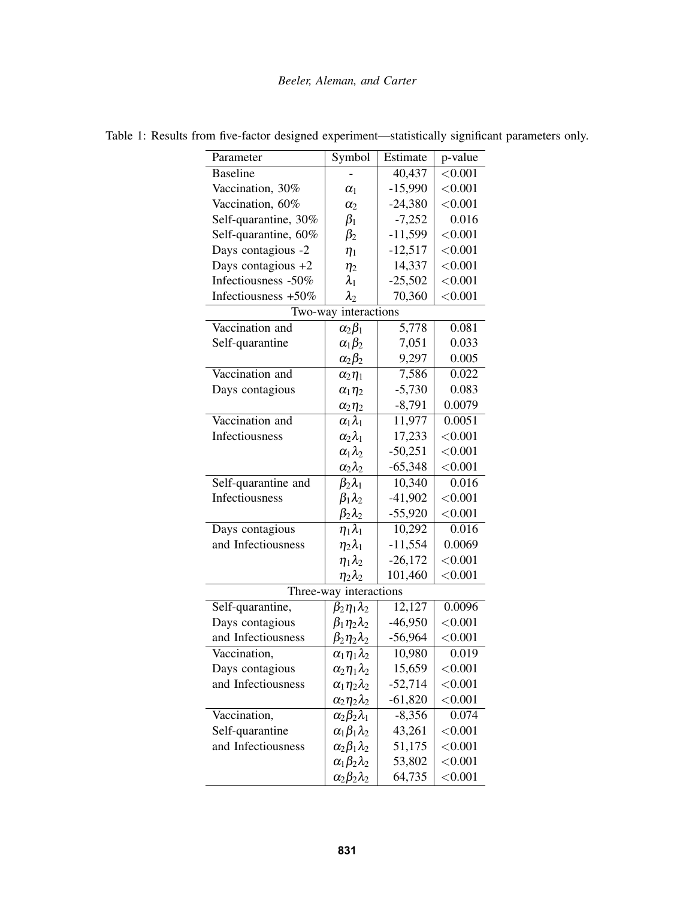Table 1: Results from five-factor designed experiment—statistically significant parameters only.

| Parameter | Symbol | Estimate | p-value |
|---|---|---|---|
| Baseline | - | 40,437 | <0.001 |
| Vaccination, 30% | $\alpha_1$ | -15,990 | <0.001 |
| Vaccination, 60% | $\alpha_2$ | -24,380 | <0.001 |
| Self-quarantine, 30% | $\beta_1$ | -7,252 | 0.016 |
| Self-quarantine, 60% | $\beta_2$ | -11,599 | <0.001 |
| Days contagious -2 | $\eta_1$ | -12,517 | <0.001 |
| Days contagious +2 | $\eta_2$ | 14,337 | <0.001 |
| Infectiousness -50% | $\lambda_1$ | -25,502 | <0.001 |
| Infectiousness +50% | $\lambda_2$ | 70,360 | <0.001 |
| Two-way interactions | | | |
| Vaccination and | $\alpha_2\beta_1$ | 5,778 | 0.081 |
| Self-quarantine | $\alpha_1\beta_2$ | 7,051 | 0.033 |
| | $\alpha_2\beta_2$ | 9,297 | 0.005 |
| Vaccination and | $\alpha_2\eta_1$ | 7,586 | 0.022 |
| Days contagious | $\alpha_1\eta_2$ | -5,730 | 0.083 |
| | $\alpha_2\eta_2$ | -8,791 | 0.0079 |
| Vaccination and | $\alpha_1\lambda_1$ | 11,977 | 0.0051 |
| Infectiousness | $\alpha_2\lambda_1$ | 17,233 | <0.001 |
| | $\alpha_1\lambda_2$ | -50,251 | <0.001 |
| | $\alpha_2\lambda_2$ | -65,348 | <0.001 |
| Self-quarantine and | $\beta_2\lambda_1$ | 10,340 | 0.016 |
| Infectiousness | $\beta_1\lambda_2$ | -41,902 | <0.001 |
| | $\beta_2\lambda_2$ | -55,920 | <0.001 |
| Days contagious | $\eta_1\lambda_1$ | 10,292 | 0.016 |
| and Infectiousness | $\eta_2\lambda_1$ | -11,554 | 0.0069 |
| | $\eta_1\lambda_2$ | -26,172 | <0.001 |
| | $\eta_2\lambda_2$ | 101,460 | <0.001 |
| Three-way interactions | | | |
| Self-quarantine, | $\beta_2\eta_1\lambda_2$ | 12,127 | 0.0096 |
| Days contagious | $\beta_1\eta_2\lambda_2$ | -46,950 | <0.001 |
| and Infectiousness | $\beta_2\eta_2\lambda_2$ | -56,964 | <0.001 |
| Vaccination, | $\alpha_1\eta_1\lambda_2$ | 10,980 | 0.019 |
| Days contagious | $\alpha_2\eta_1\lambda_2$ | 15,659 | <0.001 |
| and Infectiousness | $\alpha_1\eta_2\lambda_2$ | -52,714 | <0.001 |
| | $\alpha_2\eta_2\lambda_2$ | -61,820 | <0.001 |
| Vaccination, | $\alpha_2\beta_2\lambda_1$ | -8,356 | 0.074 |
| Self-quarantine | $\alpha_1\beta_1\lambda_2$ | 43,261 | <0.001 |
| and Infectiousness | $\alpha_2\beta_1\lambda_2$ | 51,175 | <0.001 |
| | $\alpha_1\beta_2\lambda_2$ | 53,802 | <0.001 |
| | $\alpha_2\beta_2\lambda_2$ | 64,735 | <0.001 |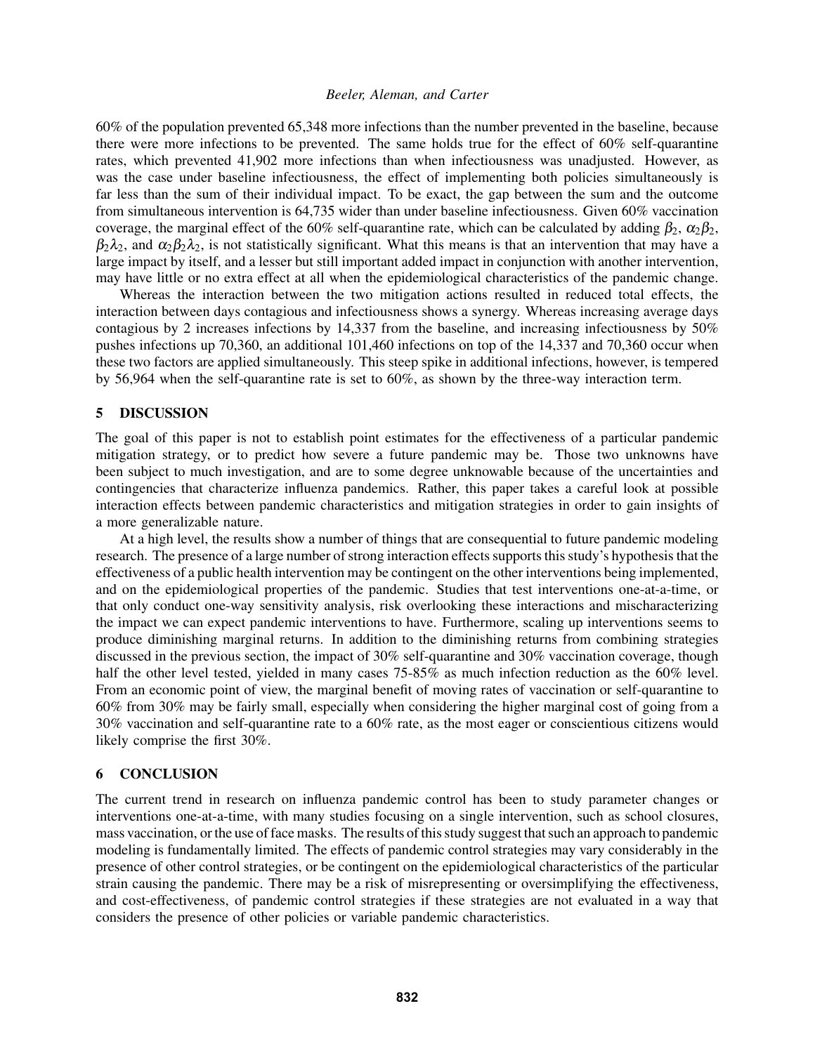60% of the population prevented 65,348 more infections than the number prevented in the baseline, because there were more infections to be prevented. The same holds true for the effect of 60% self-quarantine rates, which prevented 41,902 more infections than when infectiousness was unadjusted. However, as was the case under baseline infectiousness, the effect of implementing both policies simultaneously is far less than the sum of their individual impact. To be exact, the gap between the sum and the outcome from simultaneous intervention is 64,735 wider than under baseline infectiousness. Given 60% vaccination coverage, the marginal effect of the 60% self-quarantine rate, which can be calculated by adding $\beta_2$, $\alpha_2\beta_2$, $\beta_2\lambda_2$, and $\alpha_2\beta_2\lambda_2$, is not statistically significant. What this means is that an intervention that may have a large impact by itself, and a lesser but still important added impact in conjunction with another intervention, may have little or no extra effect at all when the epidemiological characteristics of the pandemic change.

Whereas the interaction between the two mitigation actions resulted in reduced total effects, the interaction between days contagious and infectiousness shows a synergy. Whereas increasing average days contagious by 2 increases infections by 14,337 from the baseline, and increasing infectiousness by 50% pushes infections up 70,360, an additional 101,460 infections on top of the 14,337 and 70,360 occur when these two factors are applied simultaneously. This steep spike in additional infections, however, is tempered by 56,964 when the self-quarantine rate is set to 60%, as shown by the three-way interaction term.

## 5 DISCUSSION

The goal of this paper is not to establish point estimates for the effectiveness of a particular pandemic mitigation strategy, or to predict how severe a future pandemic may be. Those two unknowns have been subject to much investigation, and are to some degree unknowable because of the uncertainties and contingencies that characterize influenza pandemics. Rather, this paper takes a careful look at possible interaction effects between pandemic characteristics and mitigation strategies in order to gain insights of a more generalizable nature.

At a high level, the results show a number of things that are consequential to future pandemic modeling research. The presence of a large number of strong interaction effects supports this study's hypothesis that the effectiveness of a public health intervention may be contingent on the other interventions being implemented, and on the epidemiological properties of the pandemic. Studies that test interventions one-at-a-time, or that only conduct one-way sensitivity analysis, risk overlooking these interactions and mischaracterizing the impact we can expect pandemic interventions to have. Furthermore, scaling up interventions seems to produce diminishing marginal returns. In addition to the diminishing returns from combining strategies discussed in the previous section, the impact of 30% self-quarantine and 30% vaccination coverage, though half the other level tested, yielded in many cases 75-85% as much infection reduction as the 60% level. From an economic point of view, the marginal benefit of moving rates of vaccination or self-quarantine to 60% from 30% may be fairly small, especially when considering the higher marginal cost of going from a 30% vaccination and self-quarantine rate to a 60% rate, as the most eager or conscientious citizens would likely comprise the first 30%.

## 6 CONCLUSION

The current trend in research on influenza pandemic control has been to study parameter changes or interventions one-at-a-time, with many studies focusing on a single intervention, such as school closures, mass vaccination, or the use of face masks. The results of this study suggest that such an approach to pandemic modeling is fundamentally limited. The effects of pandemic control strategies may vary considerably in the presence of other control strategies, or be contingent on the epidemiological characteristics of the particular strain causing the pandemic. There may be a risk of misrepresenting or oversimplifying the effectiveness, and cost-effectiveness, of pandemic control strategies if these strategies are not evaluated in a way that considers the presence of other policies or variable pandemic characteristics.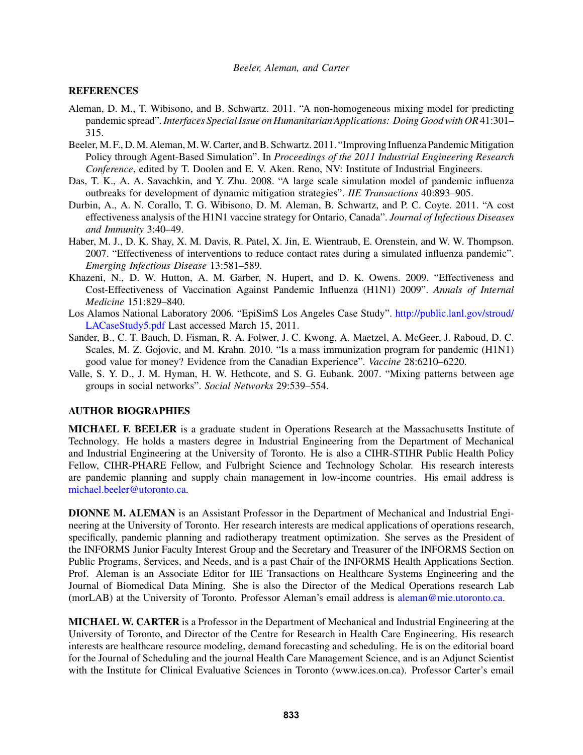## REFERENCES

Aleman, D. M., T. Wibisono, and B. Schwartz. 2011. "A non-homogeneous mixing model for predicting pandemic spread". *Interfaces Special Issue on Humanitarian Applications: Doing Good with OR* 41:301–315.

Beeler, M. F., D. M. Aleman, M. W. Carter, and B. Schwartz. 2011. "Improving Influenza Pandemic Mitigation Policy through Agent-Based Simulation". In *Proceedings of the 2011 Industrial Engineering Research Conference*, edited by T. Doolen and E. V. Aken. Reno, NV: Institute of Industrial Engineers.

Das, T. K., A. A. Savachkin, and Y. Zhu. 2008. "A large scale simulation model of pandemic influenza outbreaks for development of dynamic mitigation strategies". *IIE Transactions* 40:893–905.

Durbin, A., A. N. Corallo, T. G. Wibisono, D. M. Aleman, B. Schwartz, and P. C. Coyte. 2011. "A cost effectiveness analysis of the H1N1 vaccine strategy for Ontario, Canada". *Journal of Infectious Diseases and Immunity* 3:40–49.

Haber, M. J., D. K. Shay, X. M. Davis, R. Patel, X. Jin, E. Wientraub, E. Orenstein, and W. W. Thompson. 2007. "Effectiveness of interventions to reduce contact rates during a simulated influenza pandemic". *Emerging Infectious Disease* 13:581–589.

Khazeni, N., D. W. Hutton, A. M. Garber, N. Hupert, and D. K. Owens. 2009. "Effectiveness and Cost-Effectiveness of Vaccination Against Pandemic Influenza (H1N1) 2009". *Annals of Internal Medicine* 151:829–840.

Los Alamos National Laboratory 2006. "EpiSimS Los Angeles Case Study". http://public.lanl.gov/stroud/LACaseStudy5.pdf Last accessed March 15, 2011.

Sander, B., C. T. Bauch, D. Fisman, R. A. Folwer, J. C. Kwong, A. Maetzel, A. McGeer, J. Raboud, D. C. Scales, M. Z. Gojovic, and M. Krahn. 2010. "Is a mass immunization program for pandemic (H1N1) good value for money? Evidence from the Canadian Experience". *Vaccine* 28:6210–6220.

Valle, S. Y. D., J. M. Hyman, H. W. Hethcote, and S. G. Eubank. 2007. "Mixing patterns between age groups in social networks". *Social Networks* 29:539–554.

## AUTHOR BIOGRAPHIES

**MICHAEL F. BEELER** is a graduate student in Operations Research at the Massachusetts Institute of Technology. He holds a masters degree in Industrial Engineering from the Department of Mechanical and Industrial Engineering at the University of Toronto. He is also a CIHR-STIHR Public Health Policy Fellow, CIHR-PHARE Fellow, and Fulbright Science and Technology Scholar. His research interests are pandemic planning and supply chain management in low-income countries. His email address is michael.beeler@utoronto.ca.

**DIONNE M. ALEMAN** is an Assistant Professor in the Department of Mechanical and Industrial Engineering at the University of Toronto. Her research interests are medical applications of operations research, specifically, pandemic planning and radiotherapy treatment optimization. She serves as the President of the INFORMS Junior Faculty Interest Group and the Secretary and Treasurer of the INFORMS Section on Public Programs, Services, and Needs, and is a past Chair of the INFORMS Health Applications Section. Prof. Aleman is an Associate Editor for IIE Transactions on Healthcare Systems Engineering and the Journal of Biomedical Data Mining. She is also the Director of the Medical Operations research Lab (morLAB) at the University of Toronto. Professor Aleman's email address is aleman@mie.utoronto.ca.

**MICHAEL W. CARTER** is a Professor in the Department of Mechanical and Industrial Engineering at the University of Toronto, and Director of the Centre for Research in Health Care Engineering. His research interests are healthcare resource modeling, demand forecasting and scheduling. He is on the editorial board for the Journal of Scheduling and the journal Health Care Management Science, and is an Adjunct Scientist with the Institute for Clinical Evaluative Sciences in Toronto (www.ices.on.ca). Professor Carter's email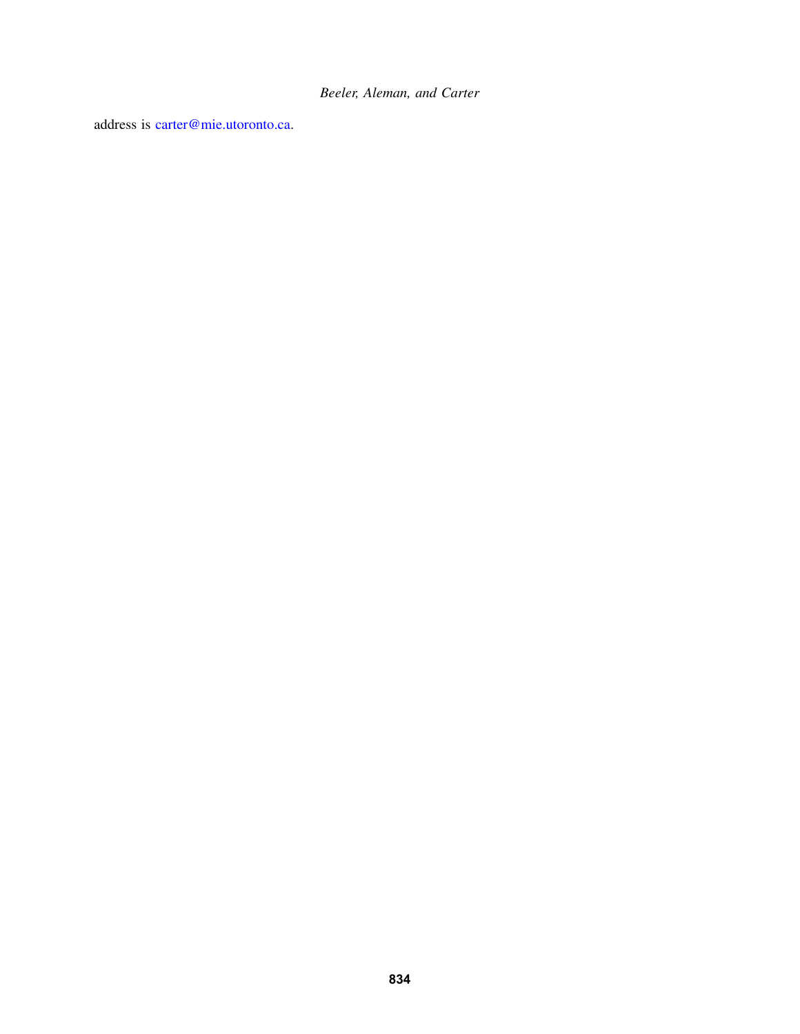address is carter@mie.utoronto.ca.